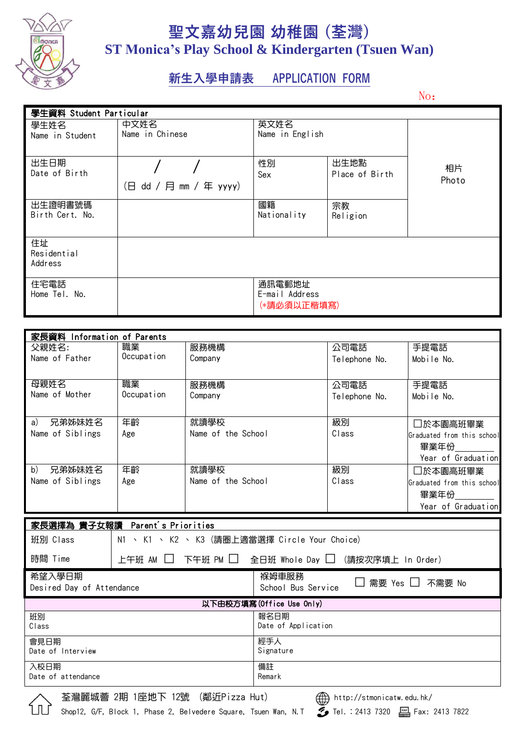# 聖文嘉幼兒園 幼稚園（荃灣）
# ST Monica's Play School & Kindergarten (Tsuen Wan)

## 新生入學申請表 APPLICATION FORM

No:

| 學生資料 Student Particular | | | | |
|---|---|---|---|---|
| 學生姓名<br>Name in Student | 中文姓名<br>Name in Chinese | 英文姓名<br>Name in English | | 相片<br>Photo |
| 出生日期<br>Date of Birth | / /<br>(日 dd / 月 mm / 年 yyyy) | 性別<br>Sex | 出生地點<br>Place of Birth | |
| 出生證明書號碼<br>Birth Cert. No. | | 國籍<br>Nationality | 宗教<br>Religion | |
| 住址<br>Residential Address | | | | |
| 住宅電話<br>Home Tel. No. | | 通訊電郵地址<br>E-mail Address<br>(*請必須以正楷填寫) | | |

| 家長資料 Information of Parents | | | | |
|---|---|---|---|---|
| 父親姓名:<br>Name of Father | 職業<br>Occupation | 服務機構<br>Company | 公司電話<br>Telephone No. | 手提電話<br>Mobile No. |
| 母親姓名<br>Name of Mother | 職業<br>Occupation | 服務機構<br>Company | 公司電話<br>Telephone No. | 手提電話<br>Mobile No. |
| a) 兄弟姊妹姓名<br>Name of Siblings | 年齡<br>Age | 就讀學校<br>Name of the School | 級別<br>Class | ☐於本園高班畢業<br>Graduated from this school<br>畢業年份________<br>Year of Graduation |
| b) 兄弟姊妹姓名<br>Name of Siblings | 年齡<br>Age | 就讀學校<br>Name of the School | 級別<br>Class | ☐於本園高班畢業<br>Graduated from this school<br>畢業年份________<br>Year of Graduation |

| 家長選擇為 貴子女報讀 Parent's Priorities | |
|---|---|
| 班別 Class | N1 、K1 、K2 、K3（請圈上適當選擇 Circle Your Choice） |
| 時間 Time | 上午班 AM ☐ 下午班 PM ☐ 全日班 Whole Day ☐ （請按次序填上 In Order） |

| 希望入學日期<br>Desired Day of Attendance | 褓姆車服務<br>School Bus Service ☐ 需要 Yes ☐ 不需要 No |
|---|---|

| 以下由校方填寫(Office Use Only) | |
|---|---|
| 班別<br>Class | 報名日期<br>Date of Application |
| 會見日期<br>Date of Interview | 經手人<br>Signature |
| 入校日期<br>Date of attendance | 備註<br>Remark |

荃灣麗城薈 2期 1座地下 12號 （鄰近Pizza Hut）
Shop12, G/F, Block 1, Phase 2, Belvedere Square, Tsuen Wan, N.T

http://stmonicatw.edu.hk/
Tel.：2413 7320 Fax: 2413 7822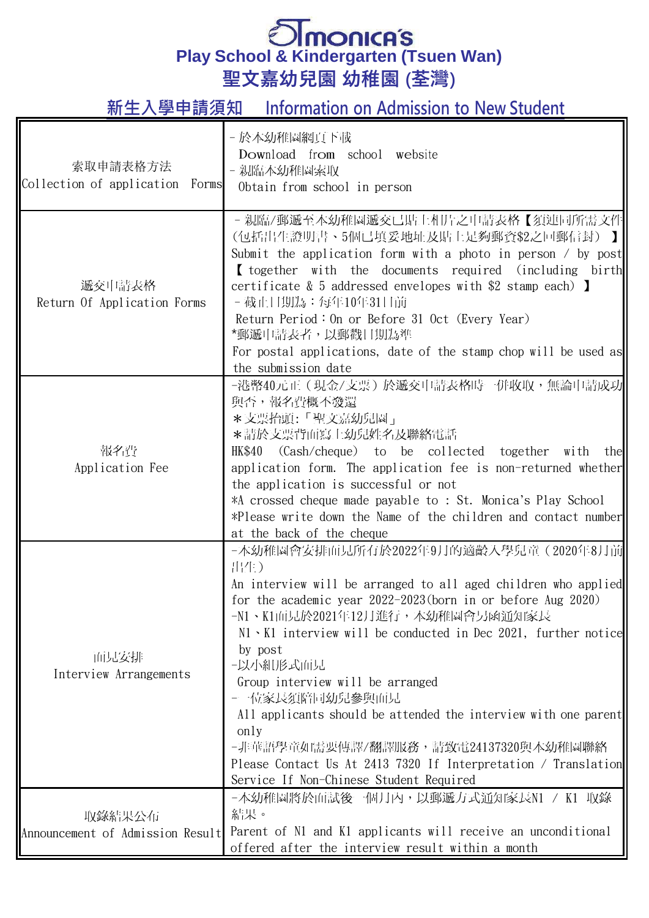# St. Monica's Play School & Kindergarten (Tsuen Wan)

# 聖文嘉幼兒園 幼稚園 (荃灣)

## 新生入學申請須知 Information on Admission to New Student

| 索取申請表格方法<br>Collection of application Forms | - 於本幼稚園網頁下載<br>Download from school website<br>- 親臨本幼稚園索取<br>Obtain from school in person |
|---|---|
| 遞交申請表格<br>Return Of Application Forms | - 親臨/郵遞至本幼稚園遞交已貼上相片之申請表格【須連同所需文件(包括出生證明書、5個已填妥地址及貼上足夠郵資$2之回郵信封)】<br>Submit the application form with a photo in person / by post【together with the documents required (including birth certificate & 5 addressed envelopes with $2 stamp each)】<br>- 截止日期為：每年10月31日前<br>Return Period：On or Before 31 Oct (Every Year)<br>*郵遞申請表者，以郵戳日期為準<br>For postal applications, date of the stamp chop will be used as the submission date |
| 報名費<br>Application Fee | -港幣40元正（現金/支票）於遞交申請表格時一併收取，無論申請成功與否，報名費概不發還<br>*支票抬頭:「聖文嘉幼兒園」<br>*請於支票背面寫上幼兒姓名及聯絡電話<br>HK$40 (Cash/cheque) to be collected together with the application form. The application fee is non-returned whether the application is successful or not<br>*A crossed cheque made payable to : St. Monica's Play School<br>*Please write down the Name of the children and contact number at the back of the cheque |
| 面見安排<br>Interview Arrangements | -本幼稚園會安排面見所有於2022年9月的適齡入學兒童（2020年8月前出生）<br>An interview will be arranged to all aged children who applied for the academic year 2022-2023(born in or before Aug 2020)<br>-N1、K1面見於2021年12月進行，本幼稚園會另函通知家長<br>N1、K1 interview will be conducted in Dec 2021, further notice by post<br>-以小組形式面見<br>Group interview will be arranged<br>- 一位家長須陪同幼兒參與面見<br>All applicants should be attended the interview with one parent only<br>-非華語學童如需要傳譯/翻譯服務，請致電24137320與本幼稚園聯絡<br>Please Contact Us At 2413 7320 If Interpretation / Translation Service If Non-Chinese Student Required |
| 取錄結果公佈<br>Announcement of Admission Result | -本幼稚園將於面試後一個月內，以郵遞方式通知家長N1 / K1 取錄結果。<br>Parent of N1 and K1 applicants will receive an unconditional offered after the interview result within a month |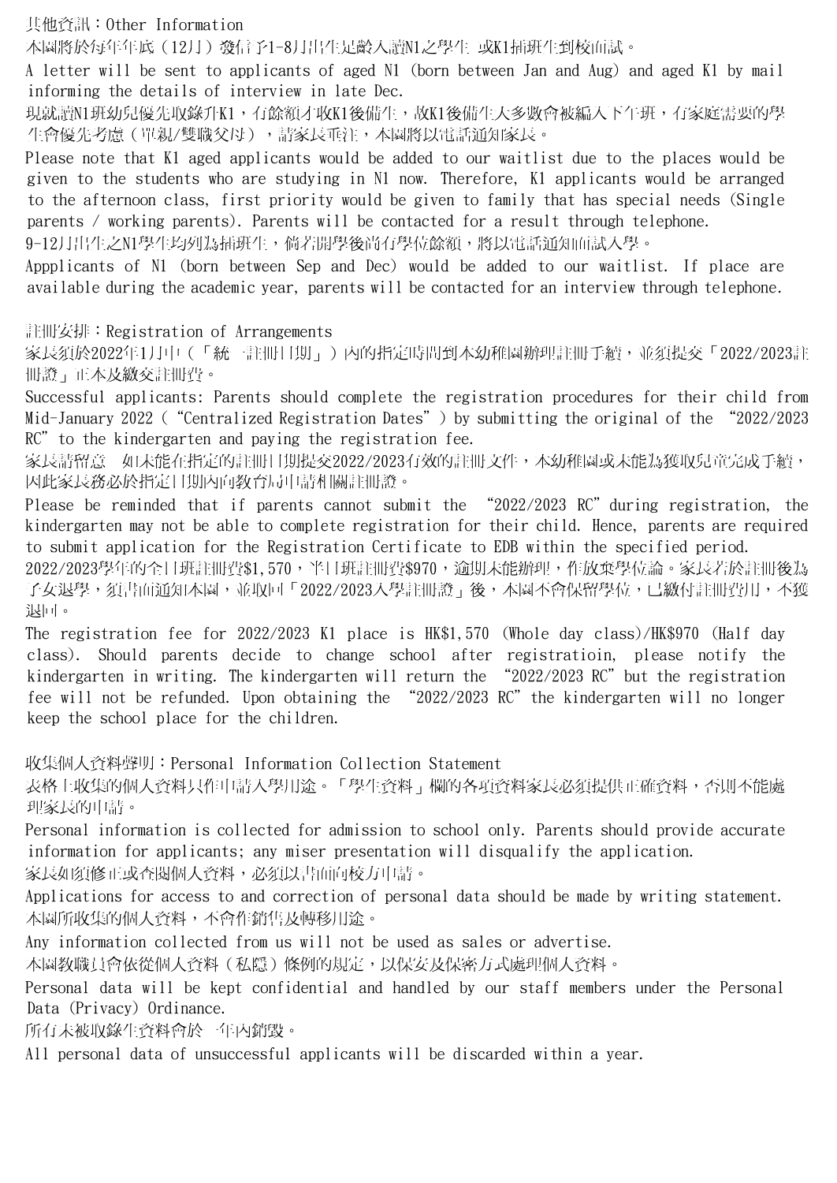## 其他資訊：Other Information

本園將於每年年底（12月）發信予1-8月出生足齡入讀N1之學生或K1插班生到校面試。

A letter will be sent to applicants of aged N1 (born between Jan and Aug) and aged K1 by mail informing the details of interview in late Dec.

現就讀N1班幼兒優先收錄升K1，有餘額才收K1後備生，故K1後備生大多數會被編入下午班，有家庭需要的學生會優先考慮（單親/雙職父母），請家長垂注，本園將以電話通知家長。

Please note that K1 aged applicants would be added to our waitlist due to the places would be given to the students who are studying in N1 now. Therefore, K1 applicants would be arranged to the afternoon class, first priority would be given to family that has special needs (Single parents / working parents). Parents will be contacted for a result through telephone.

9-12月出生之N1學生均列為插班生，倘若開學後尚有學位餘額，將以電話通知面試入學。

Appplicants of N1 (born between Sep and Dec) would be added to our waitlist. If place are available during the academic year, parents will be contacted for an interview through telephone.

## 註冊安排：Registration of Arrangements

家長須於2022年1月中（「統一註冊日期」）內的指定時間到本幼稚園辦理註冊手續，並須提交「2022/2023註冊證」正本及繳交註冊費。

Successful applicants: Parents should complete the registration procedures for their child from Mid-January 2022 ("Centralized Registration Dates") by submitting the original of the "2022/2023 RC" to the kindergarten and paying the registration fee.

家長請留意，如未能在指定的註冊日期提交2022/2023有效的註冊文件，本幼稚園或未能為獲取兒童完成手續，因此家長務必於指定日期內向教育局申請相關註冊證。

Please be reminded that if parents cannot submit the "2022/2023 RC" during registration, the kindergarten may not be able to complete registration for their child. Hence, parents are required to submit application for the Registration Certificate to EDB within the specified period.

2022/2023學年的全日班註冊費$1,570，半日班註冊費$970，逾期未能辦理，作放棄學位論。家長若於註冊後為子女退學，須書面通知本園，並取回「2022/2023入學註冊證」後，本園不會保留學位，已繳付註冊費用，不獲退回。

The registration fee for 2022/2023 K1 place is HK$1,570 (Whole day class)/HK$970 (Half day class). Should parents decide to change school after registratioin, please notify the kindergarten in writing. The kindergarten will return the "2022/2023 RC" but the registration fee will not be refunded. Upon obtaining the "2022/2023 RC" the kindergarten will no longer keep the school place for the children.

## 收集個人資料聲明：Personal Information Collection Statement

表格上收集的個人資料只作申請入學用途。「學生資料」欄的各項資料家長必須提供正確資料，否則不能處理家長的申請。

Personal information is collected for admission to school only. Parents should provide accurate information for applicants; any miser presentation will disqualify the application.

家長如須修正或查閱個人資料，必須以書面向校方申請。

Applications for access to and correction of personal data should be made by writing statement.

本園所收集的個人資料，不會作銷售及轉移用途。

Any information collected from us will not be used as sales or advertise.

本園教職員會依從個人資料（私隱）條例的規定，以保安及保密方式處理個人資料。

Personal data will be kept confidential and handled by our staff members under the Personal Data (Privacy) Ordinance.

所有未被取錄生資料會於一年內銷毀。

All personal data of unsuccessful applicants will be discarded within a year.